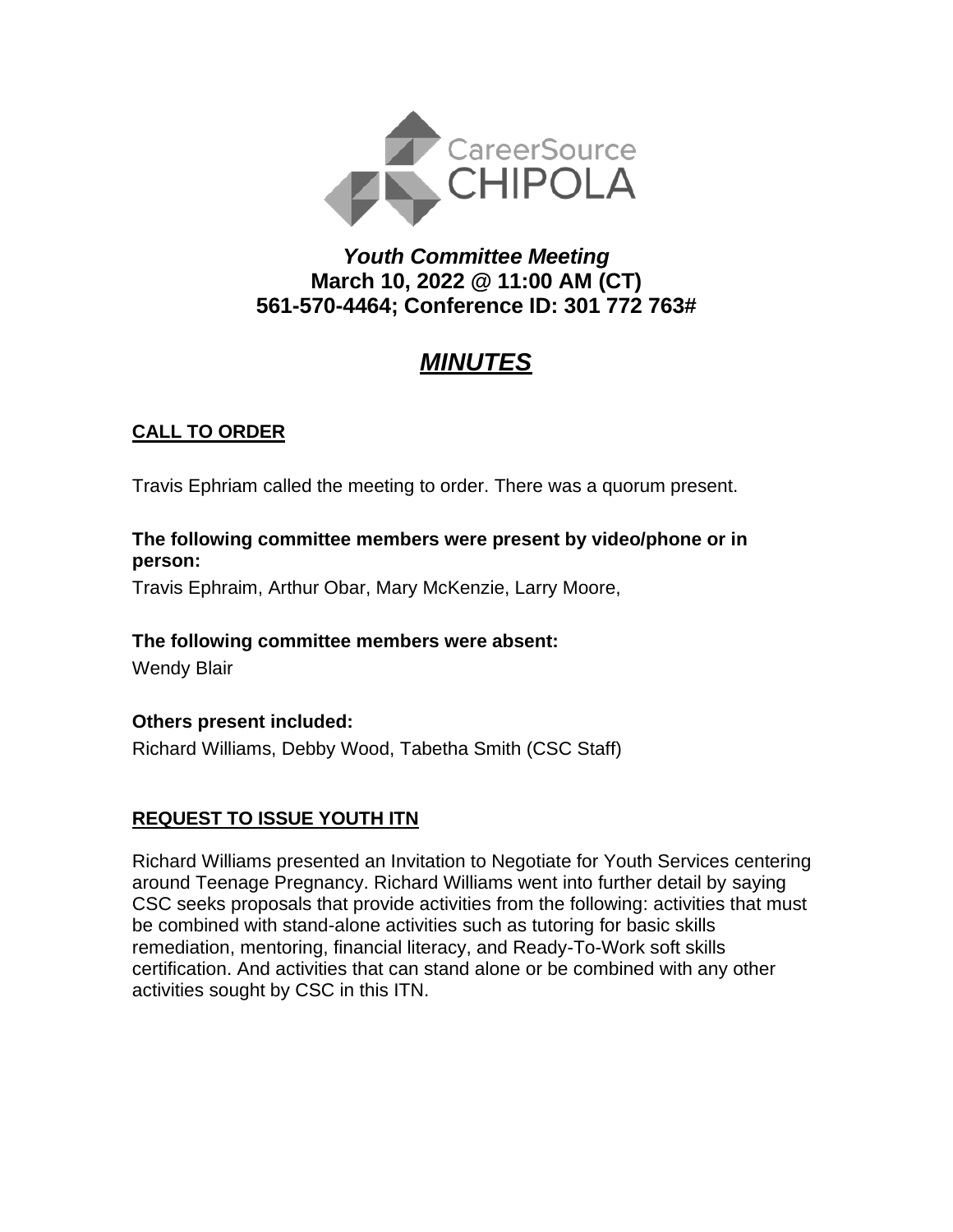CareerSource CHIPOLA

# *Youth Committee Meeting*

**March 10, 2022 @ 11:00 AM (CT)**
**561-570-4464; Conference ID: 301 772 763#**

# ***MINUTES***

## **CALL TO ORDER**

Travis Ephriam called the meeting to order. There was a quorum present.

**The following committee members were present by video/phone or in person:**

Travis Ephraim, Arthur Obar, Mary McKenzie, Larry Moore,

**The following committee members were absent:**

Wendy Blair

**Others present included:**

Richard Williams, Debby Wood, Tabetha Smith (CSC Staff)

## **REQUEST TO ISSUE YOUTH ITN**

Richard Williams presented an Invitation to Negotiate for Youth Services centering around Teenage Pregnancy. Richard Williams went into further detail by saying CSC seeks proposals that provide activities from the following: activities that must be combined with stand-alone activities such as tutoring for basic skills remediation, mentoring, financial literacy, and Ready-To-Work soft skills certification. And activities that can stand alone or be combined with any other activities sought by CSC in this ITN.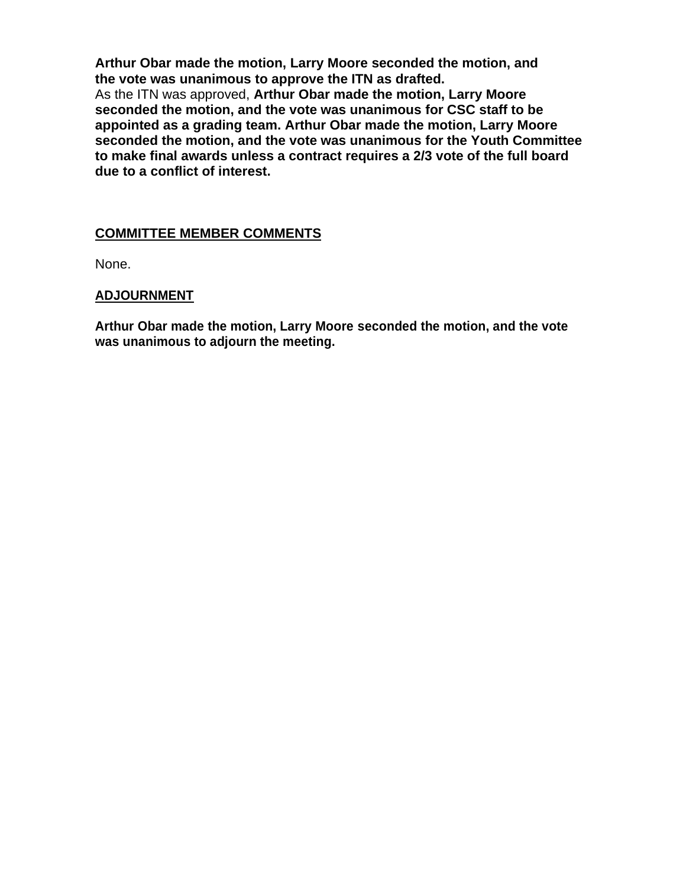**Arthur Obar made the motion, Larry Moore seconded the motion, and the vote was unanimous to approve the ITN as drafted.**

As the ITN was approved, **Arthur Obar made the motion, Larry Moore seconded the motion, and the vote was unanimous for CSC staff to be appointed as a grading team. Arthur Obar made the motion, Larry Moore seconded the motion, and the vote was unanimous for the Youth Committee to make final awards unless a contract requires a 2/3 vote of the full board due to a conflict of interest.**

## COMMITTEE MEMBER COMMENTS

None.

## ADJOURNMENT

**Arthur Obar made the motion, Larry Moore seconded the motion, and the vote was unanimous to adjourn the meeting.**